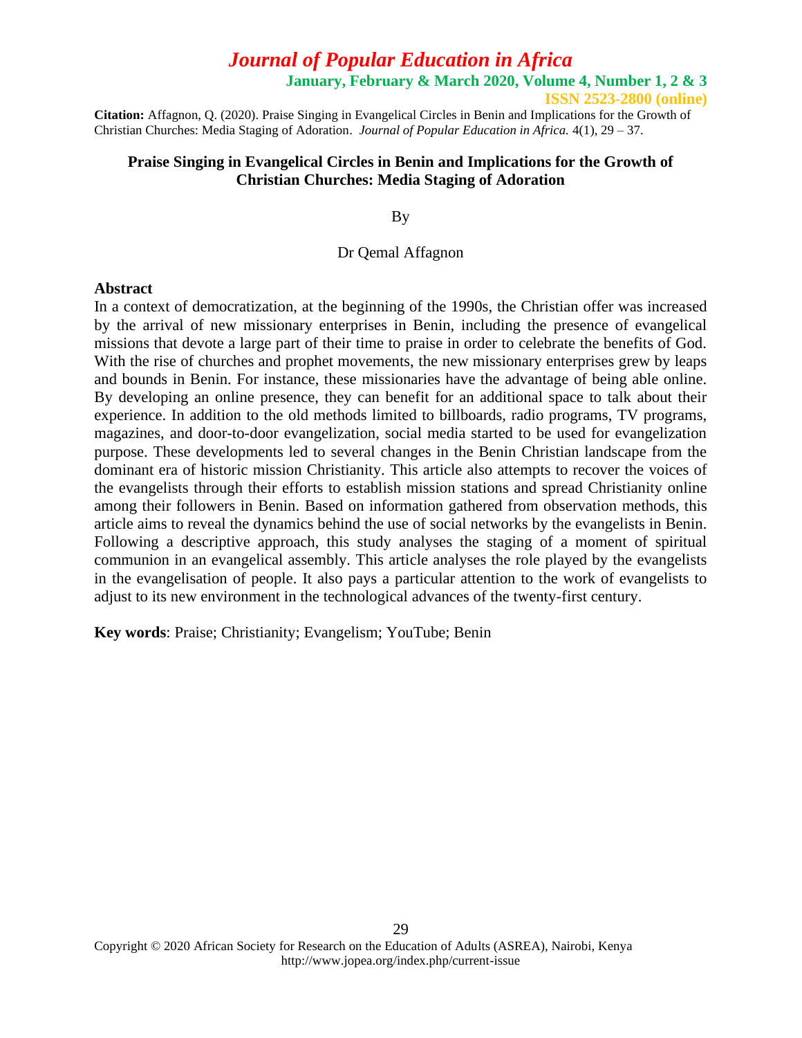**Citation:** Affagnon, Q. (2020). Praise Singing in Evangelical Circles in Benin and Implications for the Growth of Christian Churches: Media Staging of Adoration. *Journal of Popular Education in Africa.* 4(1), 29 – 37.

# Praise Singing in Evangelical Circles in Benin and Implications for the Growth of Christian Churches: Media Staging of Adoration

By

Dr Qemal Affagnon

## Abstract

In a context of democratization, at the beginning of the 1990s, the Christian offer was increased by the arrival of new missionary enterprises in Benin, including the presence of evangelical missions that devote a large part of their time to praise in order to celebrate the benefits of God. With the rise of churches and prophet movements, the new missionary enterprises grew by leaps and bounds in Benin. For instance, these missionaries have the advantage of being able online. By developing an online presence, they can benefit for an additional space to talk about their experience. In addition to the old methods limited to billboards, radio programs, TV programs, magazines, and door-to-door evangelization, social media started to be used for evangelization purpose. These developments led to several changes in the Benin Christian landscape from the dominant era of historic mission Christianity. This article also attempts to recover the voices of the evangelists through their efforts to establish mission stations and spread Christianity online among their followers in Benin. Based on information gathered from observation methods, this article aims to reveal the dynamics behind the use of social networks by the evangelists in Benin. Following a descriptive approach, this study analyses the staging of a moment of spiritual communion in an evangelical assembly. This article analyses the role played by the evangelists in the evangelisation of people. It also pays a particular attention to the work of evangelists to adjust to its new environment in the technological advances of the twenty-first century.

**Key words**: Praise; Christianity; Evangelism; YouTube; Benin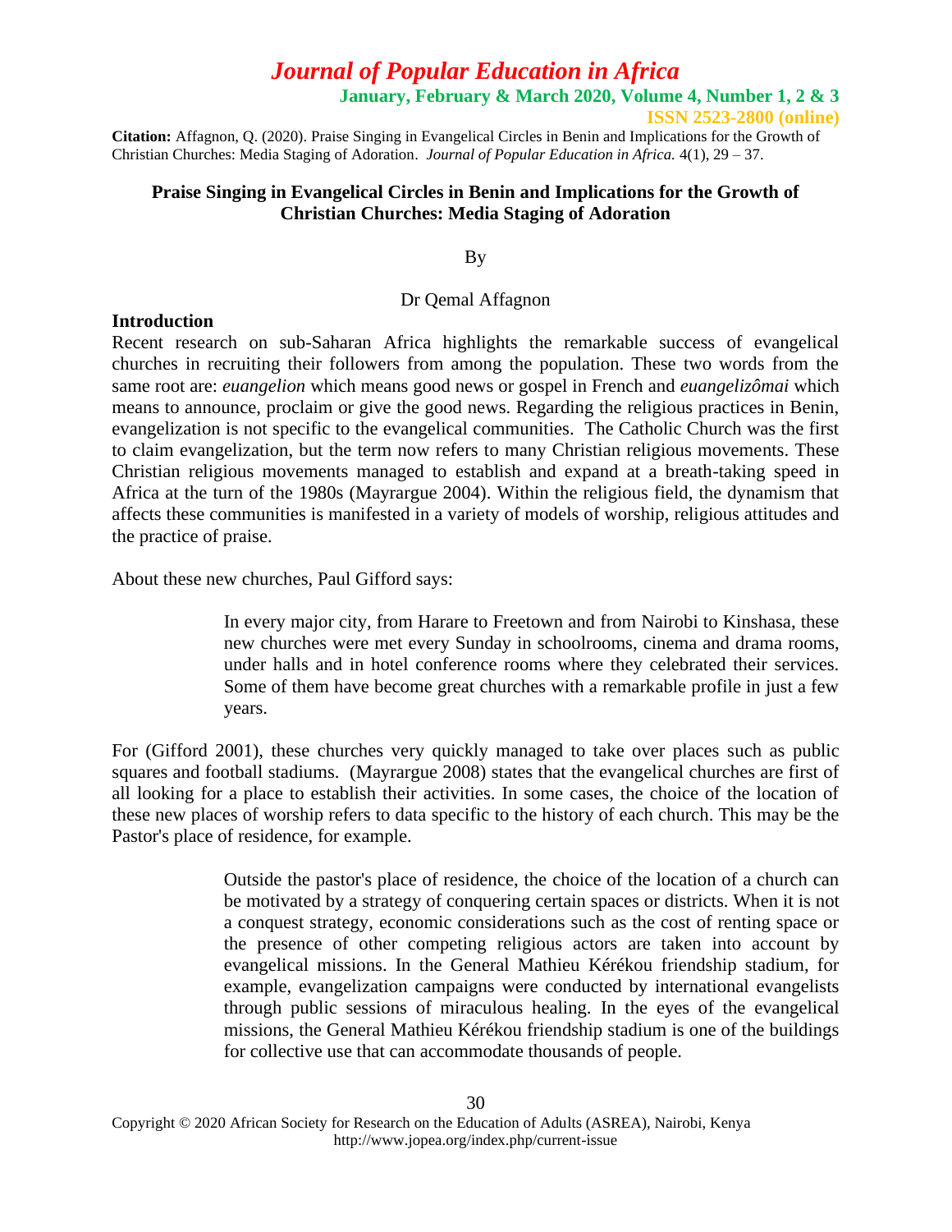**Citation:** Affagnon, Q. (2020). Praise Singing in Evangelical Circles in Benin and Implications for the Growth of Christian Churches: Media Staging of Adoration. *Journal of Popular Education in Africa.* 4(1), 29 – 37.

**Praise Singing in Evangelical Circles in Benin and Implications for the Growth of Christian Churches: Media Staging of Adoration**

By

Dr Qemal Affagnon

## Introduction

Recent research on sub-Saharan Africa highlights the remarkable success of evangelical churches in recruiting their followers from among the population. These two words from the same root are: *euangelion* which means good news or gospel in French and *euangelizômai* which means to announce, proclaim or give the good news. Regarding the religious practices in Benin, evangelization is not specific to the evangelical communities. The Catholic Church was the first to claim evangelization, but the term now refers to many Christian religious movements. These Christian religious movements managed to establish and expand at a breath-taking speed in Africa at the turn of the 1980s (Mayrargue 2004). Within the religious field, the dynamism that affects these communities is manifested in a variety of models of worship, religious attitudes and the practice of praise.

About these new churches, Paul Gifford says:

> In every major city, from Harare to Freetown and from Nairobi to Kinshasa, these new churches were met every Sunday in schoolrooms, cinema and drama rooms, under halls and in hotel conference rooms where they celebrated their services. Some of them have become great churches with a remarkable profile in just a few years.

For (Gifford 2001), these churches very quickly managed to take over places such as public squares and football stadiums. (Mayrargue 2008) states that the evangelical churches are first of all looking for a place to establish their activities. In some cases, the choice of the location of these new places of worship refers to data specific to the history of each church. This may be the Pastor's place of residence, for example.

> Outside the pastor's place of residence, the choice of the location of a church can be motivated by a strategy of conquering certain spaces or districts. When it is not a conquest strategy, economic considerations such as the cost of renting space or the presence of other competing religious actors are taken into account by evangelical missions. In the General Mathieu Kérékou friendship stadium, for example, evangelization campaigns were conducted by international evangelists through public sessions of miraculous healing. In the eyes of the evangelical missions, the General Mathieu Kérékou friendship stadium is one of the buildings for collective use that can accommodate thousands of people.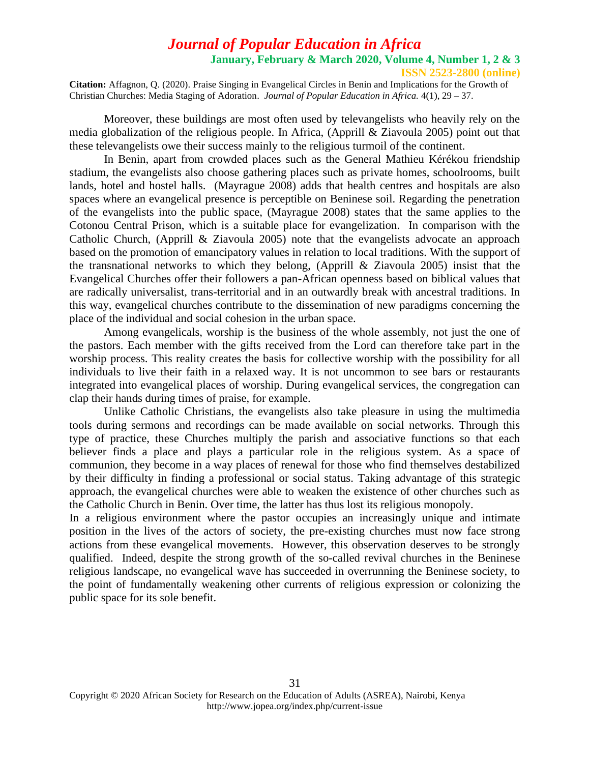Moreover, these buildings are most often used by televangelists who heavily rely on the media globalization of the religious people. In Africa, (Apprill & Ziavoula 2005) point out that these televangelists owe their success mainly to the religious turmoil of the continent.

In Benin, apart from crowded places such as the General Mathieu Kérékou friendship stadium, the evangelists also choose gathering places such as private homes, schoolrooms, built lands, hotel and hostel halls. (Mayrague 2008) adds that health centres and hospitals are also spaces where an evangelical presence is perceptible on Beninese soil. Regarding the penetration of the evangelists into the public space, (Mayrague 2008) states that the same applies to the Cotonou Central Prison, which is a suitable place for evangelization. In comparison with the Catholic Church, (Apprill & Ziavoula 2005) note that the evangelists advocate an approach based on the promotion of emancipatory values in relation to local traditions. With the support of the transnational networks to which they belong, (Apprill & Ziavoula 2005) insist that the Evangelical Churches offer their followers a pan-African openness based on biblical values that are radically universalist, trans-territorial and in an outwardly break with ancestral traditions. In this way, evangelical churches contribute to the dissemination of new paradigms concerning the place of the individual and social cohesion in the urban space.

Among evangelicals, worship is the business of the whole assembly, not just the one of the pastors. Each member with the gifts received from the Lord can therefore take part in the worship process. This reality creates the basis for collective worship with the possibility for all individuals to live their faith in a relaxed way. It is not uncommon to see bars or restaurants integrated into evangelical places of worship. During evangelical services, the congregation can clap their hands during times of praise, for example.

Unlike Catholic Christians, the evangelists also take pleasure in using the multimedia tools during sermons and recordings can be made available on social networks. Through this type of practice, these Churches multiply the parish and associative functions so that each believer finds a place and plays a particular role in the religious system. As a space of communion, they become in a way places of renewal for those who find themselves destabilized by their difficulty in finding a professional or social status. Taking advantage of this strategic approach, the evangelical churches were able to weaken the existence of other churches such as the Catholic Church in Benin. Over time, the latter has thus lost its religious monopoly.

In a religious environment where the pastor occupies an increasingly unique and intimate position in the lives of the actors of society, the pre-existing churches must now face strong actions from these evangelical movements. However, this observation deserves to be strongly qualified. Indeed, despite the strong growth of the so-called revival churches in the Beninese religious landscape, no evangelical wave has succeeded in overrunning the Beninese society, to the point of fundamentally weakening other currents of religious expression or colonizing the public space for its sole benefit.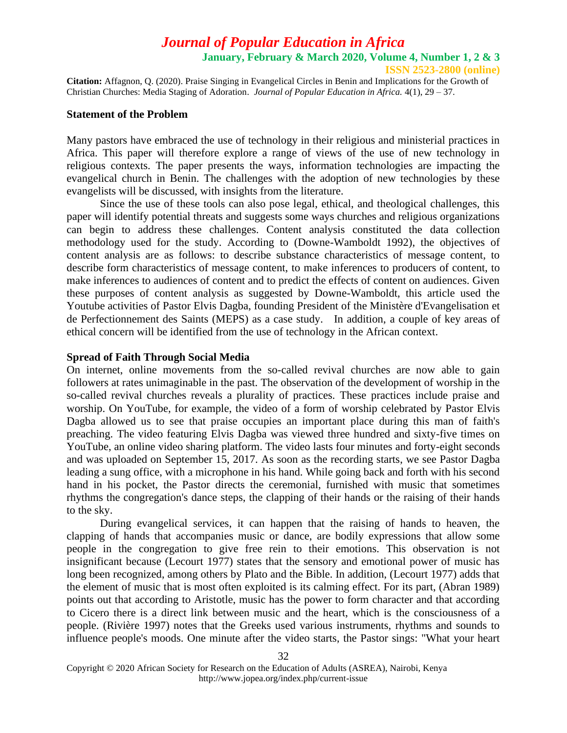## Statement of the Problem

Many pastors have embraced the use of technology in their religious and ministerial practices in Africa. This paper will therefore explore a range of views of the use of new technology in religious contexts. The paper presents the ways, information technologies are impacting the evangelical church in Benin. The challenges with the adoption of new technologies by these evangelists will be discussed, with insights from the literature.

Since the use of these tools can also pose legal, ethical, and theological challenges, this paper will identify potential threats and suggests some ways churches and religious organizations can begin to address these challenges. Content analysis constituted the data collection methodology used for the study. According to (Downe-Wamboldt 1992), the objectives of content analysis are as follows: to describe substance characteristics of message content, to describe form characteristics of message content, to make inferences to producers of content, to make inferences to audiences of content and to predict the effects of content on audiences. Given these purposes of content analysis as suggested by Downe-Wamboldt, this article used the Youtube activities of Pastor Elvis Dagba, founding President of the Ministère d'Evangelisation et de Perfectionnement des Saints (MEPS) as a case study. In addition, a couple of key areas of ethical concern will be identified from the use of technology in the African context.

## Spread of Faith Through Social Media

On internet, online movements from the so-called revival churches are now able to gain followers at rates unimaginable in the past. The observation of the development of worship in the so-called revival churches reveals a plurality of practices. These practices include praise and worship. On YouTube, for example, the video of a form of worship celebrated by Pastor Elvis Dagba allowed us to see that praise occupies an important place during this man of faith's preaching. The video featuring Elvis Dagba was viewed three hundred and sixty-five times on YouTube, an online video sharing platform. The video lasts four minutes and forty-eight seconds and was uploaded on September 15, 2017. As soon as the recording starts, we see Pastor Dagba leading a sung office, with a microphone in his hand. While going back and forth with his second hand in his pocket, the Pastor directs the ceremonial, furnished with music that sometimes rhythms the congregation's dance steps, the clapping of their hands or the raising of their hands to the sky.

During evangelical services, it can happen that the raising of hands to heaven, the clapping of hands that accompanies music or dance, are bodily expressions that allow some people in the congregation to give free rein to their emotions. This observation is not insignificant because (Lecourt 1977) states that the sensory and emotional power of music has long been recognized, among others by Plato and the Bible. In addition, (Lecourt 1977) adds that the element of music that is most often exploited is its calming effect. For its part, (Abran 1989) points out that according to Aristotle, music has the power to form character and that according to Cicero there is a direct link between music and the heart, which is the consciousness of a people. (Rivière 1997) notes that the Greeks used various instruments, rhythms and sounds to influence people's moods. One minute after the video starts, the Pastor sings: "What your heart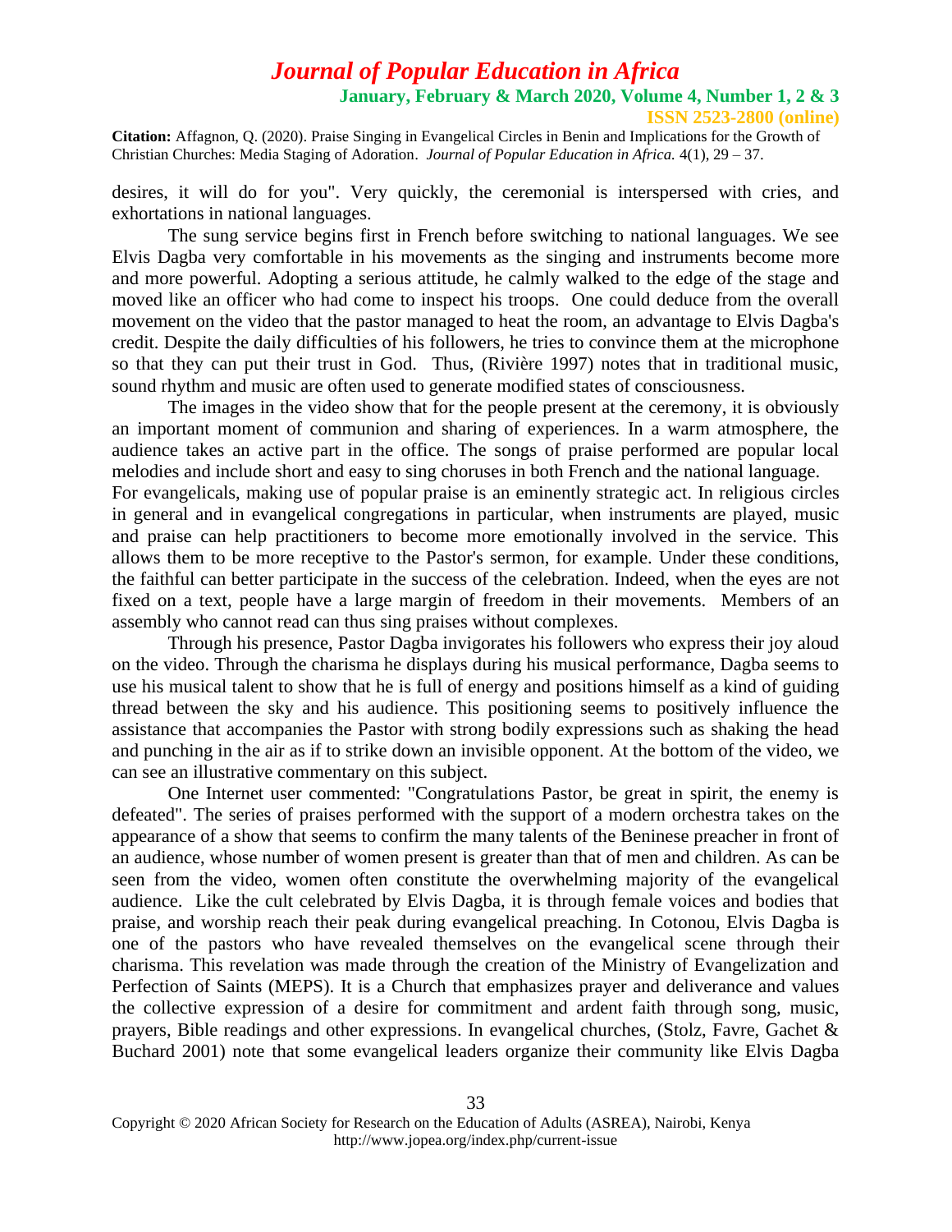desires, it will do for you". Very quickly, the ceremonial is interspersed with cries, and exhortations in national languages.

The sung service begins first in French before switching to national languages. We see Elvis Dagba very comfortable in his movements as the singing and instruments become more and more powerful. Adopting a serious attitude, he calmly walked to the edge of the stage and moved like an officer who had come to inspect his troops. One could deduce from the overall movement on the video that the pastor managed to heat the room, an advantage to Elvis Dagba's credit. Despite the daily difficulties of his followers, he tries to convince them at the microphone so that they can put their trust in God. Thus, (Rivière 1997) notes that in traditional music, sound rhythm and music are often used to generate modified states of consciousness.

The images in the video show that for the people present at the ceremony, it is obviously an important moment of communion and sharing of experiences. In a warm atmosphere, the audience takes an active part in the office. The songs of praise performed are popular local melodies and include short and easy to sing choruses in both French and the national language.

For evangelicals, making use of popular praise is an eminently strategic act. In religious circles in general and in evangelical congregations in particular, when instruments are played, music and praise can help practitioners to become more emotionally involved in the service. This allows them to be more receptive to the Pastor's sermon, for example. Under these conditions, the faithful can better participate in the success of the celebration. Indeed, when the eyes are not fixed on a text, people have a large margin of freedom in their movements. Members of an assembly who cannot read can thus sing praises without complexes.

Through his presence, Pastor Dagba invigorates his followers who express their joy aloud on the video. Through the charisma he displays during his musical performance, Dagba seems to use his musical talent to show that he is full of energy and positions himself as a kind of guiding thread between the sky and his audience. This positioning seems to positively influence the assistance that accompanies the Pastor with strong bodily expressions such as shaking the head and punching in the air as if to strike down an invisible opponent. At the bottom of the video, we can see an illustrative commentary on this subject.

One Internet user commented: "Congratulations Pastor, be great in spirit, the enemy is defeated". The series of praises performed with the support of a modern orchestra takes on the appearance of a show that seems to confirm the many talents of the Beninese preacher in front of an audience, whose number of women present is greater than that of men and children. As can be seen from the video, women often constitute the overwhelming majority of the evangelical audience. Like the cult celebrated by Elvis Dagba, it is through female voices and bodies that praise, and worship reach their peak during evangelical preaching. In Cotonou, Elvis Dagba is one of the pastors who have revealed themselves on the evangelical scene through their charisma. This revelation was made through the creation of the Ministry of Evangelization and Perfection of Saints (MEPS). It is a Church that emphasizes prayer and deliverance and values the collective expression of a desire for commitment and ardent faith through song, music, prayers, Bible readings and other expressions. In evangelical churches, (Stolz, Favre, Gachet & Buchard 2001) note that some evangelical leaders organize their community like Elvis Dagba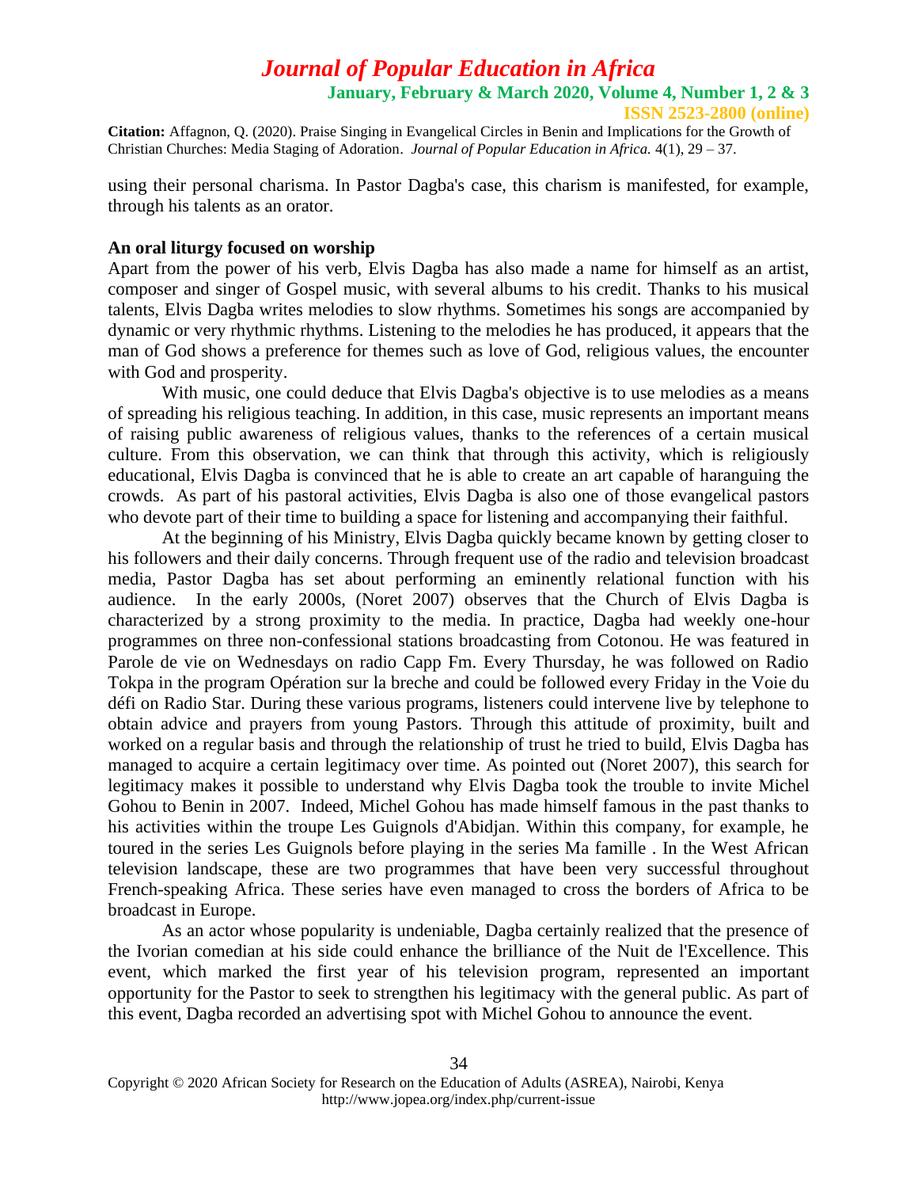using their personal charisma. In Pastor Dagba's case, this charism is manifested, for example, through his talents as an orator.

**An oral liturgy focused on worship**

Apart from the power of his verb, Elvis Dagba has also made a name for himself as an artist, composer and singer of Gospel music, with several albums to his credit. Thanks to his musical talents, Elvis Dagba writes melodies to slow rhythms. Sometimes his songs are accompanied by dynamic or very rhythmic rhythms. Listening to the melodies he has produced, it appears that the man of God shows a preference for themes such as love of God, religious values, the encounter with God and prosperity.

With music, one could deduce that Elvis Dagba's objective is to use melodies as a means of spreading his religious teaching. In addition, in this case, music represents an important means of raising public awareness of religious values, thanks to the references of a certain musical culture. From this observation, we can think that through this activity, which is religiously educational, Elvis Dagba is convinced that he is able to create an art capable of haranguing the crowds. As part of his pastoral activities, Elvis Dagba is also one of those evangelical pastors who devote part of their time to building a space for listening and accompanying their faithful.

At the beginning of his Ministry, Elvis Dagba quickly became known by getting closer to his followers and their daily concerns. Through frequent use of the radio and television broadcast media, Pastor Dagba has set about performing an eminently relational function with his audience. In the early 2000s, (Noret 2007) observes that the Church of Elvis Dagba is characterized by a strong proximity to the media. In practice, Dagba had weekly one-hour programmes on three non-confessional stations broadcasting from Cotonou. He was featured in Parole de vie on Wednesdays on radio Capp Fm. Every Thursday, he was followed on Radio Tokpa in the program Opération sur la breche and could be followed every Friday in the Voie du défi on Radio Star. During these various programs, listeners could intervene live by telephone to obtain advice and prayers from young Pastors. Through this attitude of proximity, built and worked on a regular basis and through the relationship of trust he tried to build, Elvis Dagba has managed to acquire a certain legitimacy over time. As pointed out (Noret 2007), this search for legitimacy makes it possible to understand why Elvis Dagba took the trouble to invite Michel Gohou to Benin in 2007. Indeed, Michel Gohou has made himself famous in the past thanks to his activities within the troupe Les Guignols d'Abidjan. Within this company, for example, he toured in the series Les Guignols before playing in the series Ma famille . In the West African television landscape, these are two programmes that have been very successful throughout French-speaking Africa. These series have even managed to cross the borders of Africa to be broadcast in Europe.

As an actor whose popularity is undeniable, Dagba certainly realized that the presence of the Ivorian comedian at his side could enhance the brilliance of the Nuit de l'Excellence. This event, which marked the first year of his television program, represented an important opportunity for the Pastor to seek to strengthen his legitimacy with the general public. As part of this event, Dagba recorded an advertising spot with Michel Gohou to announce the event.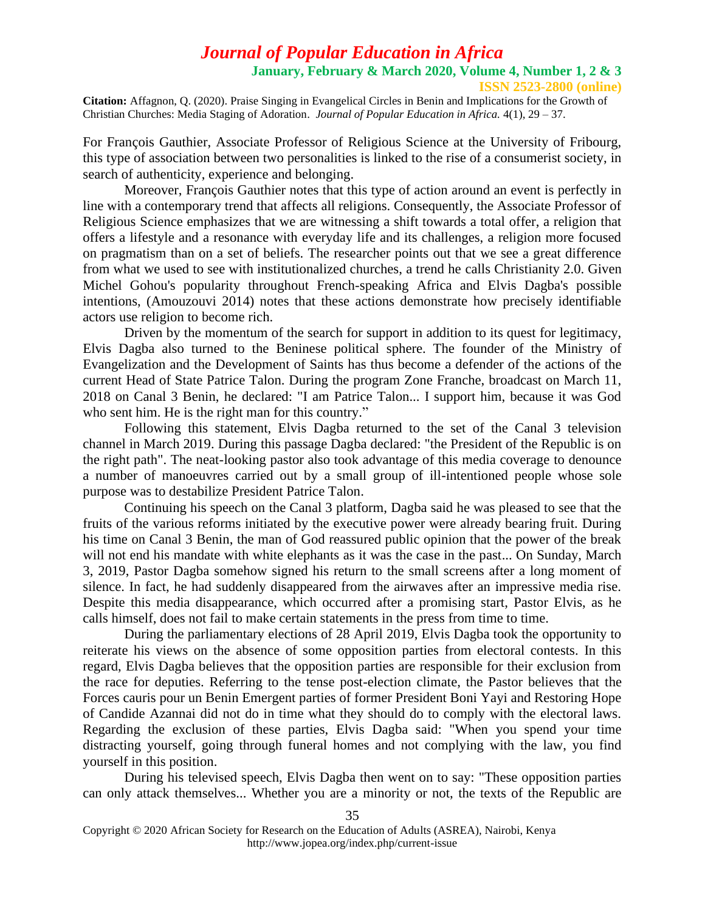For François Gauthier, Associate Professor of Religious Science at the University of Fribourg, this type of association between two personalities is linked to the rise of a consumerist society, in search of authenticity, experience and belonging.

Moreover, François Gauthier notes that this type of action around an event is perfectly in line with a contemporary trend that affects all religions. Consequently, the Associate Professor of Religious Science emphasizes that we are witnessing a shift towards a total offer, a religion that offers a lifestyle and a resonance with everyday life and its challenges, a religion more focused on pragmatism than on a set of beliefs. The researcher points out that we see a great difference from what we used to see with institutionalized churches, a trend he calls Christianity 2.0. Given Michel Gohou's popularity throughout French-speaking Africa and Elvis Dagba's possible intentions, (Amouzouvi 2014) notes that these actions demonstrate how precisely identifiable actors use religion to become rich.

Driven by the momentum of the search for support in addition to its quest for legitimacy, Elvis Dagba also turned to the Beninese political sphere. The founder of the Ministry of Evangelization and the Development of Saints has thus become a defender of the actions of the current Head of State Patrice Talon. During the program Zone Franche, broadcast on March 11, 2018 on Canal 3 Benin, he declared: "I am Patrice Talon... I support him, because it was God who sent him. He is the right man for this country."

Following this statement, Elvis Dagba returned to the set of the Canal 3 television channel in March 2019. During this passage Dagba declared: "the President of the Republic is on the right path". The neat-looking pastor also took advantage of this media coverage to denounce a number of manoeuvres carried out by a small group of ill-intentioned people whose sole purpose was to destabilize President Patrice Talon.

Continuing his speech on the Canal 3 platform, Dagba said he was pleased to see that the fruits of the various reforms initiated by the executive power were already bearing fruit. During his time on Canal 3 Benin, the man of God reassured public opinion that the power of the break will not end his mandate with white elephants as it was the case in the past... On Sunday, March 3, 2019, Pastor Dagba somehow signed his return to the small screens after a long moment of silence. In fact, he had suddenly disappeared from the airwaves after an impressive media rise. Despite this media disappearance, which occurred after a promising start, Pastor Elvis, as he calls himself, does not fail to make certain statements in the press from time to time.

During the parliamentary elections of 28 April 2019, Elvis Dagba took the opportunity to reiterate his views on the absence of some opposition parties from electoral contests. In this regard, Elvis Dagba believes that the opposition parties are responsible for their exclusion from the race for deputies. Referring to the tense post-election climate, the Pastor believes that the Forces cauris pour un Benin Emergent parties of former President Boni Yayi and Restoring Hope of Candide Azannai did not do in time what they should do to comply with the electoral laws. Regarding the exclusion of these parties, Elvis Dagba said: "When you spend your time distracting yourself, going through funeral homes and not complying with the law, you find yourself in this position.

During his televised speech, Elvis Dagba then went on to say: "These opposition parties can only attack themselves... Whether you are a minority or not, the texts of the Republic are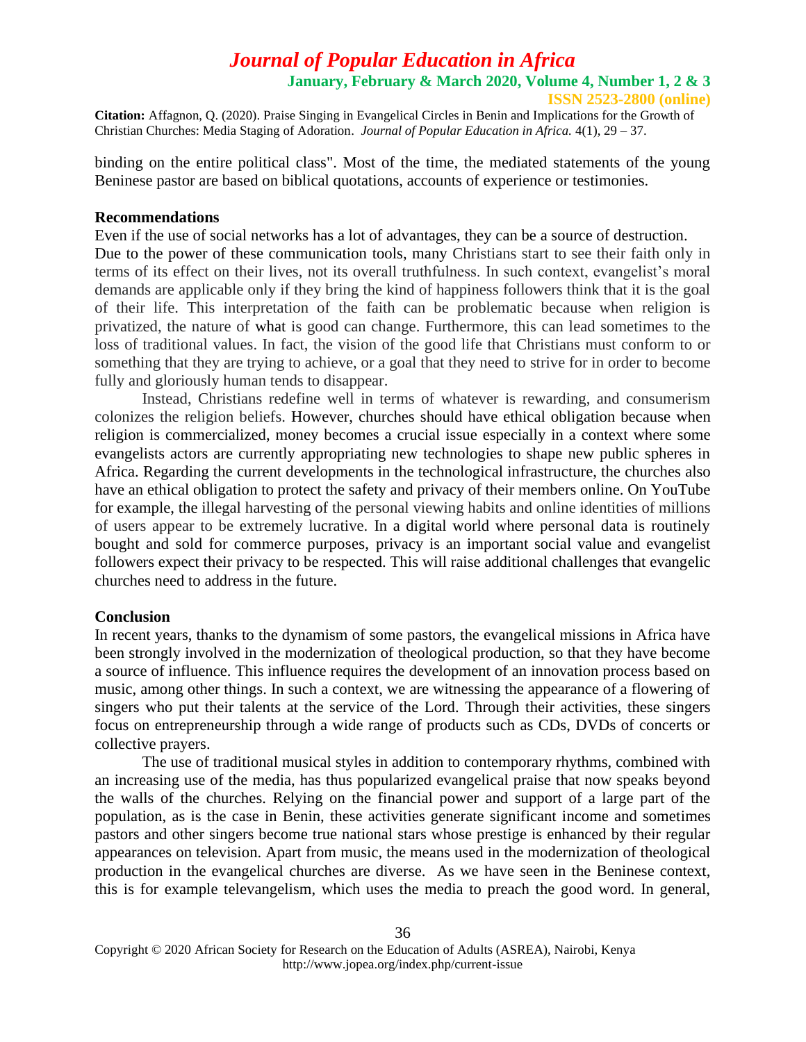binding on the entire political class". Most of the time, the mediated statements of the young Beninese pastor are based on biblical quotations, accounts of experience or testimonies.

**Recommendations**

Even if the use of social networks has a lot of advantages, they can be a source of destruction. Due to the power of these communication tools, many Christians start to see their faith only in terms of its effect on their lives, not its overall truthfulness. In such context, evangelist's moral demands are applicable only if they bring the kind of happiness followers think that it is the goal of their life. This interpretation of the faith can be problematic because when religion is privatized, the nature of what is good can change. Furthermore, this can lead sometimes to the loss of traditional values. In fact, the vision of the good life that Christians must conform to or something that they are trying to achieve, or a goal that they need to strive for in order to become fully and gloriously human tends to disappear.

Instead, Christians redefine well in terms of whatever is rewarding, and consumerism colonizes the religion beliefs. However, churches should have ethical obligation because when religion is commercialized, money becomes a crucial issue especially in a context where some evangelists actors are currently appropriating new technologies to shape new public spheres in Africa. Regarding the current developments in the technological infrastructure, the churches also have an ethical obligation to protect the safety and privacy of their members online. On YouTube for example, the illegal harvesting of the personal viewing habits and online identities of millions of users appear to be extremely lucrative. In a digital world where personal data is routinely bought and sold for commerce purposes, privacy is an important social value and evangelist followers expect their privacy to be respected. This will raise additional challenges that evangelic churches need to address in the future.

**Conclusion**

In recent years, thanks to the dynamism of some pastors, the evangelical missions in Africa have been strongly involved in the modernization of theological production, so that they have become a source of influence. This influence requires the development of an innovation process based on music, among other things. In such a context, we are witnessing the appearance of a flowering of singers who put their talents at the service of the Lord. Through their activities, these singers focus on entrepreneurship through a wide range of products such as CDs, DVDs of concerts or collective prayers.

The use of traditional musical styles in addition to contemporary rhythms, combined with an increasing use of the media, has thus popularized evangelical praise that now speaks beyond the walls of the churches. Relying on the financial power and support of a large part of the population, as is the case in Benin, these activities generate significant income and sometimes pastors and other singers become true national stars whose prestige is enhanced by their regular appearances on television. Apart from music, the means used in the modernization of theological production in the evangelical churches are diverse. As we have seen in the Beninese context, this is for example televangelism, which uses the media to preach the good word. In general,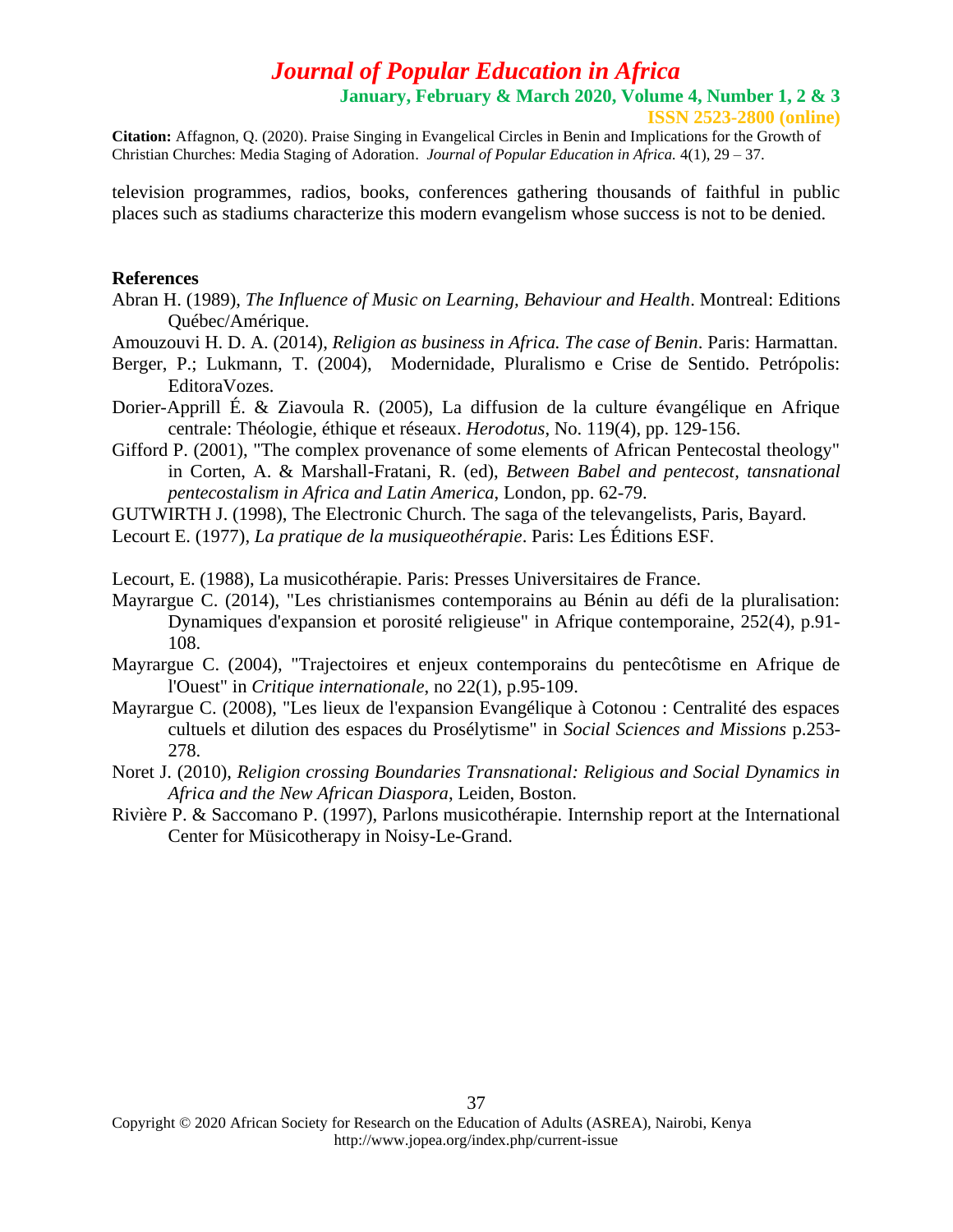television programmes, radios, books, conferences gathering thousands of faithful in public places such as stadiums characterize this modern evangelism whose success is not to be denied.

**References**

Abran H. (1989), *The Influence of Music on Learning, Behaviour and Health*. Montreal: Editions Québec/Amérique.

Amouzouvi H. D. A. (2014), *Religion as business in Africa. The case of Benin*. Paris: Harmattan.

Berger, P.; Lukmann, T. (2004), Modernidade, Pluralismo e Crise de Sentido. Petrópolis: EditoraVozes.

Dorier-Apprill É. & Ziavoula R. (2005), La diffusion de la culture évangélique en Afrique centrale: Théologie, éthique et réseaux. *Herodotus*, No. 119(4), pp. 129-156.

Gifford P. (2001), "The complex provenance of some elements of African Pentecostal theology" in Corten, A. & Marshall-Fratani, R. (ed), *Between Babel and pentecost, tansnational pentecostalism in Africa and Latin America*, London, pp. 62-79.

GUTWIRTH J. (1998), The Electronic Church. The saga of the televangelists, Paris, Bayard.

Lecourt E. (1977), *La pratique de la musiqueothérapie*. Paris: Les Éditions ESF.

Lecourt, E. (1988), La musicothérapie. Paris: Presses Universitaires de France.

Mayrargue C. (2014), "Les christianismes contemporains au Bénin au défi de la pluralisation: Dynamiques d'expansion et porosité religieuse" in Afrique contemporaine, 252(4), p.91-108.

Mayrargue C. (2004), "Trajectoires et enjeux contemporains du pentecôtisme en Afrique de l'Ouest" in *Critique internationale*, no 22(1), p.95-109.

Mayrargue C. (2008), "Les lieux de l'expansion Evangélique à Cotonou : Centralité des espaces cultuels et dilution des espaces du Prosélytisme" in *Social Sciences and Missions* p.253-278.

Noret J. (2010), *Religion crossing Boundaries Transnational: Religious and Social Dynamics in Africa and the New African Diaspora*, Leiden, Boston.

Rivière P. & Saccomano P. (1997), Parlons musicothérapie. Internship report at the International Center for Müsicotherapy in Noisy-Le-Grand.